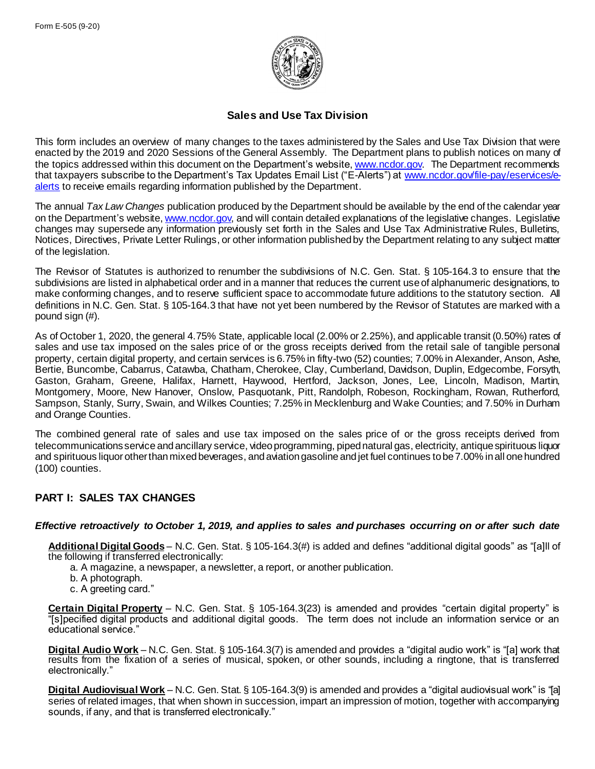Form E-505 (9-20)

## Sales and Use Tax Division

This form includes an overview of many changes to the taxes administered by the Sales and Use Tax Division that were enacted by the 2019 and 2020 Sessions of the General Assembly. The Department plans to publish notices on many of the topics addressed within this document on the Department's website, www.ncdor.gov. The Department recommends that taxpayers subscribe to the Department's Tax Updates Email List ("E-Alerts") at www.ncdor.gov/file-pay/eservices/e-alerts to receive emails regarding information published by the Department.

The annual *Tax Law Changes* publication produced by the Department should be available by the end of the calendar year on the Department's website, www.ncdor.gov, and will contain detailed explanations of the legislative changes. Legislative changes may supersede any information previously set forth in the Sales and Use Tax Administrative Rules, Bulletins, Notices, Directives, Private Letter Rulings, or other information published by the Department relating to any subject matter of the legislation.

The Revisor of Statutes is authorized to renumber the subdivisions of N.C. Gen. Stat. § 105-164.3 to ensure that the subdivisions are listed in alphabetical order and in a manner that reduces the current use of alphanumeric designations, to make conforming changes, and to reserve sufficient space to accommodate future additions to the statutory section. All definitions in N.C. Gen. Stat. § 105-164.3 that have not yet been numbered by the Revisor of Statutes are marked with a pound sign (#).

As of October 1, 2020, the general 4.75% State, applicable local (2.00% or 2.25%), and applicable transit (0.50%) rates of sales and use tax imposed on the sales price of or the gross receipts derived from the retail sale of tangible personal property, certain digital property, and certain services is 6.75% in fifty-two (52) counties; 7.00% in Alexander, Anson, Ashe, Bertie, Buncombe, Cabarrus, Catawba, Chatham, Cherokee, Clay, Cumberland, Davidson, Duplin, Edgecombe, Forsyth, Gaston, Graham, Greene, Halifax, Harnett, Haywood, Hertford, Jackson, Jones, Lee, Lincoln, Madison, Martin, Montgomery, Moore, New Hanover, Onslow, Pasquotank, Pitt, Randolph, Robeson, Rockingham, Rowan, Rutherford, Sampson, Stanly, Surry, Swain, and Wilkes Counties; 7.25% in Mecklenburg and Wake Counties; and 7.50% in Durham and Orange Counties.

The combined general rate of sales and use tax imposed on the sales price of or the gross receipts derived from telecommunications service and ancillary service, video programming, piped natural gas, electricity, antique spirituous liquor and spirituous liquor other than mixed beverages, and aviation gasoline and jet fuel continues to be 7.00% in all one hundred (100) counties.

## PART I: SALES TAX CHANGES

### *Effective retroactively to October 1, 2019, and applies to sales and purchases occurring on or after such date*

**Additional Digital Goods** – N.C. Gen. Stat. § 105-164.3(#) is added and defines "additional digital goods" as "[a]ll of the following if transferred electronically:

- a. A magazine, a newspaper, a newsletter, a report, or another publication.
- b. A photograph.
- c. A greeting card."

**Certain Digital Property** – N.C. Gen. Stat. § 105-164.3(23) is amended and provides "certain digital property" is "[s]pecified digital products and additional digital goods. The term does not include an information service or an educational service."

**Digital Audio Work** – N.C. Gen. Stat. § 105-164.3(7) is amended and provides a "digital audio work" is "[a] work that results from the fixation of a series of musical, spoken, or other sounds, including a ringtone, that is transferred electronically."

**Digital Audiovisual Work** – N.C. Gen. Stat. § 105-164.3(9) is amended and provides a "digital audiovisual work" is "[a] series of related images, that when shown in succession, impart an impression of motion, together with accompanying sounds, if any, and that is transferred electronically."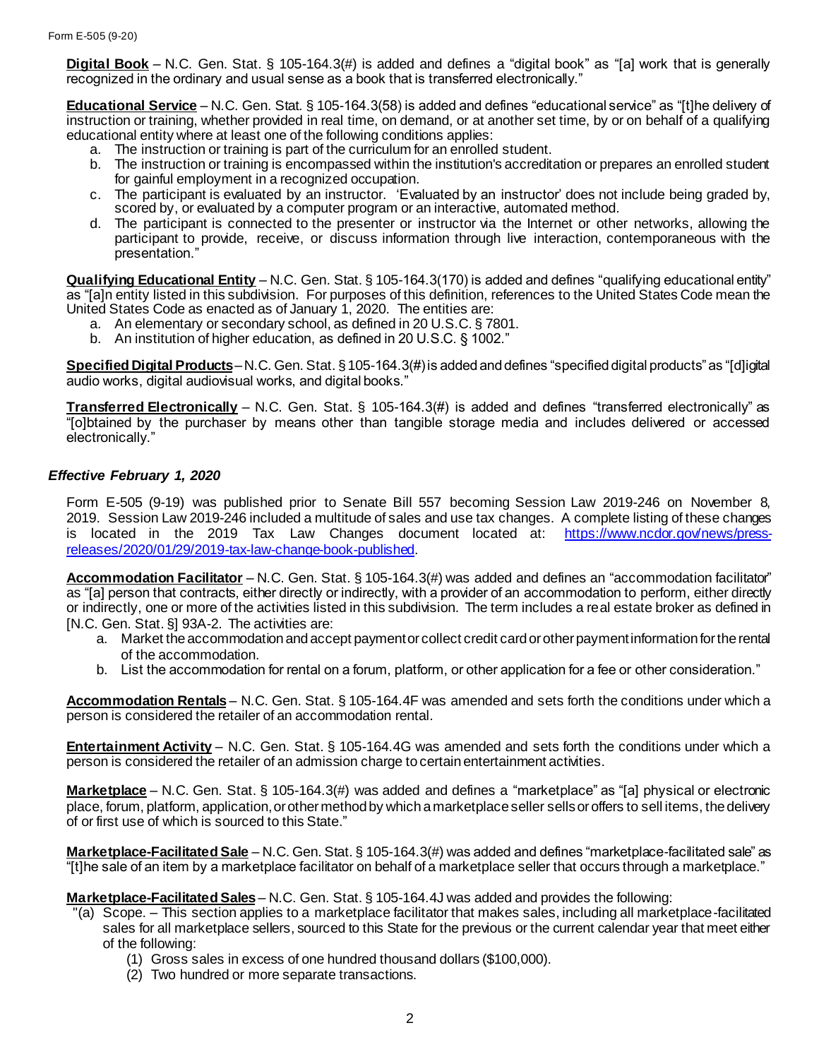**Digital Book** – N.C. Gen. Stat. § 105-164.3(#) is added and defines a "digital book" as "[a] work that is generally recognized in the ordinary and usual sense as a book that is transferred electronically."

**Educational Service** – N.C. Gen. Stat. § 105-164.3(58) is added and defines "educational service" as "[t]he delivery of instruction or training, whether provided in real time, on demand, or at another set time, by or on behalf of a qualifying educational entity where at least one of the following conditions applies:

a. The instruction or training is part of the curriculum for an enrolled student.
b. The instruction or training is encompassed within the institution's accreditation or prepares an enrolled student for gainful employment in a recognized occupation.
c. The participant is evaluated by an instructor. 'Evaluated by an instructor' does not include being graded by, scored by, or evaluated by a computer program or an interactive, automated method.
d. The participant is connected to the presenter or instructor via the Internet or other networks, allowing the participant to provide, receive, or discuss information through live interaction, contemporaneous with the presentation."

**Qualifying Educational Entity** – N.C. Gen. Stat. § 105-164.3(170) is added and defines "qualifying educational entity" as "[a]n entity listed in this subdivision. For purposes of this definition, references to the United States Code mean the United States Code as enacted as of January 1, 2020. The entities are:

a. An elementary or secondary school, as defined in 20 U.S.C. § 7801.
b. An institution of higher education, as defined in 20 U.S.C. § 1002."

**Specified Digital Products** – N.C. Gen. Stat. § 105-164.3(#) is added and defines "specified digital products" as "[d]igital audio works, digital audiovisual works, and digital books."

**Transferred Electronically** – N.C. Gen. Stat. § 105-164.3(#) is added and defines "transferred electronically" as "[o]btained by the purchaser by means other than tangible storage media and includes delivered or accessed electronically."

### *Effective February 1, 2020*

Form E-505 (9-19) was published prior to Senate Bill 557 becoming Session Law 2019-246 on November 8, 2019. Session Law 2019-246 included a multitude of sales and use tax changes. A complete listing of these changes is located in the 2019 Tax Law Changes document located at: https://www.ncdor.gov/news/press-releases/2020/01/29/2019-tax-law-change-book-published.

**Accommodation Facilitator** – N.C. Gen. Stat. § 105-164.3(#) was added and defines an "accommodation facilitator" as "[a] person that contracts, either directly or indirectly, with a provider of an accommodation to perform, either directly or indirectly, one or more of the activities listed in this subdivision. The term includes a real estate broker as defined in [N.C. Gen. Stat. §] 93A-2. The activities are:

a. Market the accommodation and accept payment or collect credit card or other payment information for the rental of the accommodation.
b. List the accommodation for rental on a forum, platform, or other application for a fee or other consideration."

**Accommodation Rentals** – N.C. Gen. Stat. § 105-164.4F was amended and sets forth the conditions under which a person is considered the retailer of an accommodation rental.

**Entertainment Activity** – N.C. Gen. Stat. § 105-164.4G was amended and sets forth the conditions under which a person is considered the retailer of an admission charge to certain entertainment activities.

**Marketplace** – N.C. Gen. Stat. § 105-164.3(#) was added and defines a "marketplace" as "[a] physical or electronic place, forum, platform, application, or other method by which a marketplace seller sells or offers to sell items, the delivery of or first use of which is sourced to this State."

**Marketplace-Facilitated Sale** – N.C. Gen. Stat. § 105-164.3(#) was added and defines "marketplace-facilitated sale" as "[t]he sale of an item by a marketplace facilitator on behalf of a marketplace seller that occurs through a marketplace."

**Marketplace-Facilitated Sales** – N.C. Gen. Stat. § 105-164.4J was added and provides the following:

"(a) Scope. – This section applies to a marketplace facilitator that makes sales, including all marketplace-facilitated sales for all marketplace sellers, sourced to this State for the previous or the current calendar year that meet either of the following:

(1) Gross sales in excess of one hundred thousand dollars ($100,000).
(2) Two hundred or more separate transactions.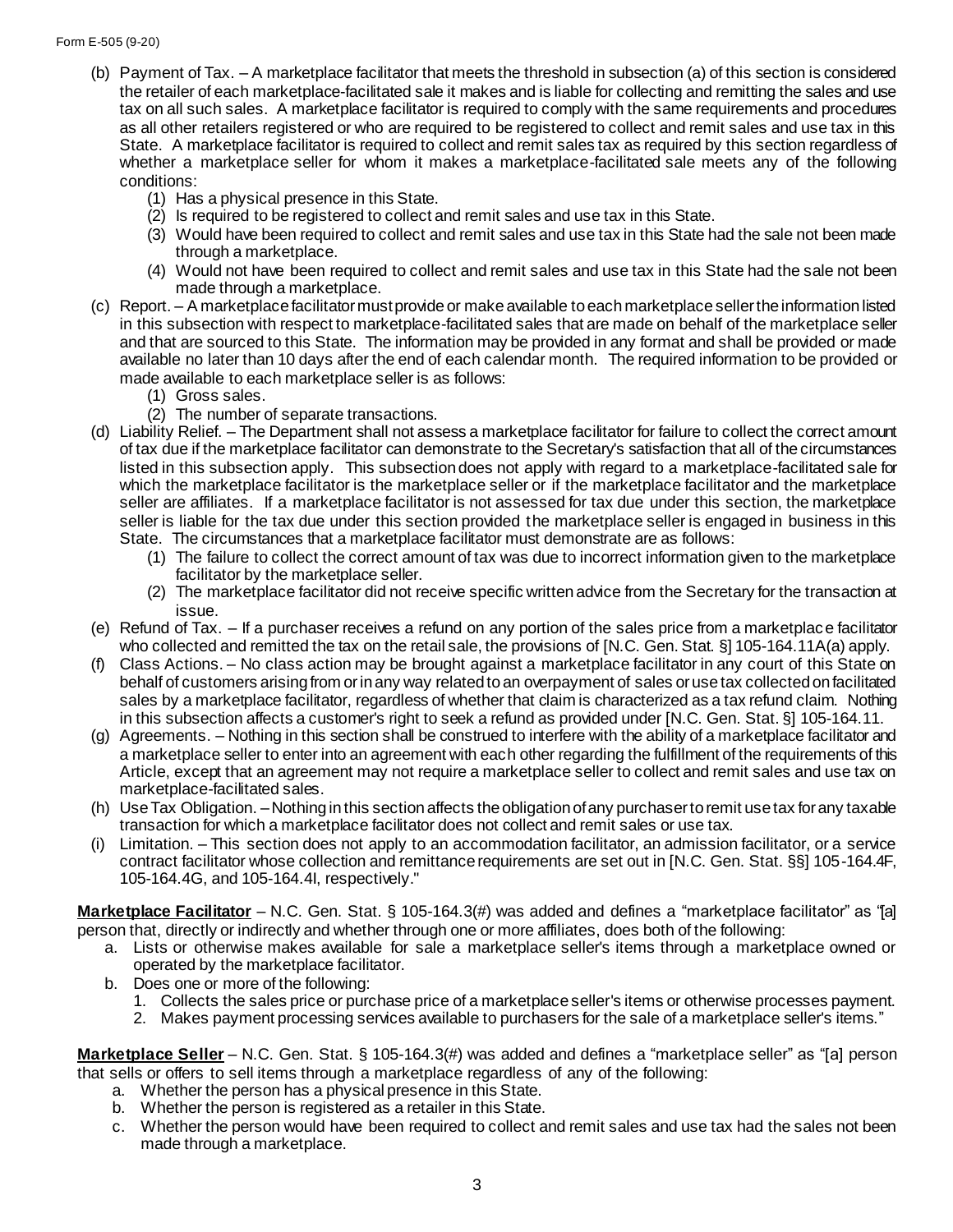(b) Payment of Tax. – A marketplace facilitator that meets the threshold in subsection (a) of this section is considered the retailer of each marketplace-facilitated sale it makes and is liable for collecting and remitting the sales and use tax on all such sales. A marketplace facilitator is required to comply with the same requirements and procedures as all other retailers registered or who are required to be registered to collect and remit sales and use tax in this State. A marketplace facilitator is required to collect and remit sales tax as required by this section regardless of whether a marketplace seller for whom it makes a marketplace-facilitated sale meets any of the following conditions:

   (1) Has a physical presence in this State.
   (2) Is required to be registered to collect and remit sales and use tax in this State.
   (3) Would have been required to collect and remit sales and use tax in this State had the sale not been made through a marketplace.
   (4) Would not have been required to collect and remit sales and use tax in this State had the sale not been made through a marketplace.

(c) Report. – A marketplace facilitator must provide or make available to each marketplace seller the information listed in this subsection with respect to marketplace-facilitated sales that are made on behalf of the marketplace seller and that are sourced to this State. The information may be provided in any format and shall be provided or made available no later than 10 days after the end of each calendar month. The required information to be provided or made available to each marketplace seller is as follows:

   (1) Gross sales.
   (2) The number of separate transactions.

(d) Liability Relief. – The Department shall not assess a marketplace facilitator for failure to collect the correct amount of tax due if the marketplace facilitator can demonstrate to the Secretary's satisfaction that all of the circumstances listed in this subsection apply. This subsection does not apply with regard to a marketplace-facilitated sale for which the marketplace facilitator is the marketplace seller or if the marketplace facilitator and the marketplace seller are affiliates. If a marketplace facilitator is not assessed for tax due under this section, the marketplace seller is liable for the tax due under this section provided the marketplace seller is engaged in business in this State. The circumstances that a marketplace facilitator must demonstrate are as follows:

   (1) The failure to collect the correct amount of tax was due to incorrect information given to the marketplace facilitator by the marketplace seller.
   (2) The marketplace facilitator did not receive specific written advice from the Secretary for the transaction at issue.

(e) Refund of Tax. – If a purchaser receives a refund on any portion of the sales price from a marketplace facilitator who collected and remitted the tax on the retail sale, the provisions of [N.C. Gen. Stat. §] 105-164.11A(a) apply.

(f) Class Actions. – No class action may be brought against a marketplace facilitator in any court of this State on behalf of customers arising from or in any way related to an overpayment of sales or use tax collected on facilitated sales by a marketplace facilitator, regardless of whether that claim is characterized as a tax refund claim. Nothing in this subsection affects a customer's right to seek a refund as provided under [N.C. Gen. Stat. §] 105-164.11.

(g) Agreements. – Nothing in this section shall be construed to interfere with the ability of a marketplace facilitator and a marketplace seller to enter into an agreement with each other regarding the fulfillment of the requirements of this Article, except that an agreement may not require a marketplace seller to collect and remit sales and use tax on marketplace-facilitated sales.

(h) Use Tax Obligation. – Nothing in this section affects the obligation of any purchaser to remit use tax for any taxable transaction for which a marketplace facilitator does not collect and remit sales or use tax.

(i) Limitation. – This section does not apply to an accommodation facilitator, an admission facilitator, or a service contract facilitator whose collection and remittance requirements are set out in [N.C. Gen. Stat. §§] 105-164.4F, 105-164.4G, and 105-164.4I, respectively."

**Marketplace Facilitator** – N.C. Gen. Stat. § 105-164.3(#) was added and defines a "marketplace facilitator" as "[a] person that, directly or indirectly and whether through one or more affiliates, does both of the following:

   a. Lists or otherwise makes available for sale a marketplace seller's items through a marketplace owned or operated by the marketplace facilitator.
   b. Does one or more of the following:
      1. Collects the sales price or purchase price of a marketplace seller's items or otherwise processes payment.
      2. Makes payment processing services available to purchasers for the sale of a marketplace seller's items."

**Marketplace Seller** – N.C. Gen. Stat. § 105-164.3(#) was added and defines a "marketplace seller" as "[a] person that sells or offers to sell items through a marketplace regardless of any of the following:

   a. Whether the person has a physical presence in this State.
   b. Whether the person is registered as a retailer in this State.
   c. Whether the person would have been required to collect and remit sales and use tax had the sales not been made through a marketplace.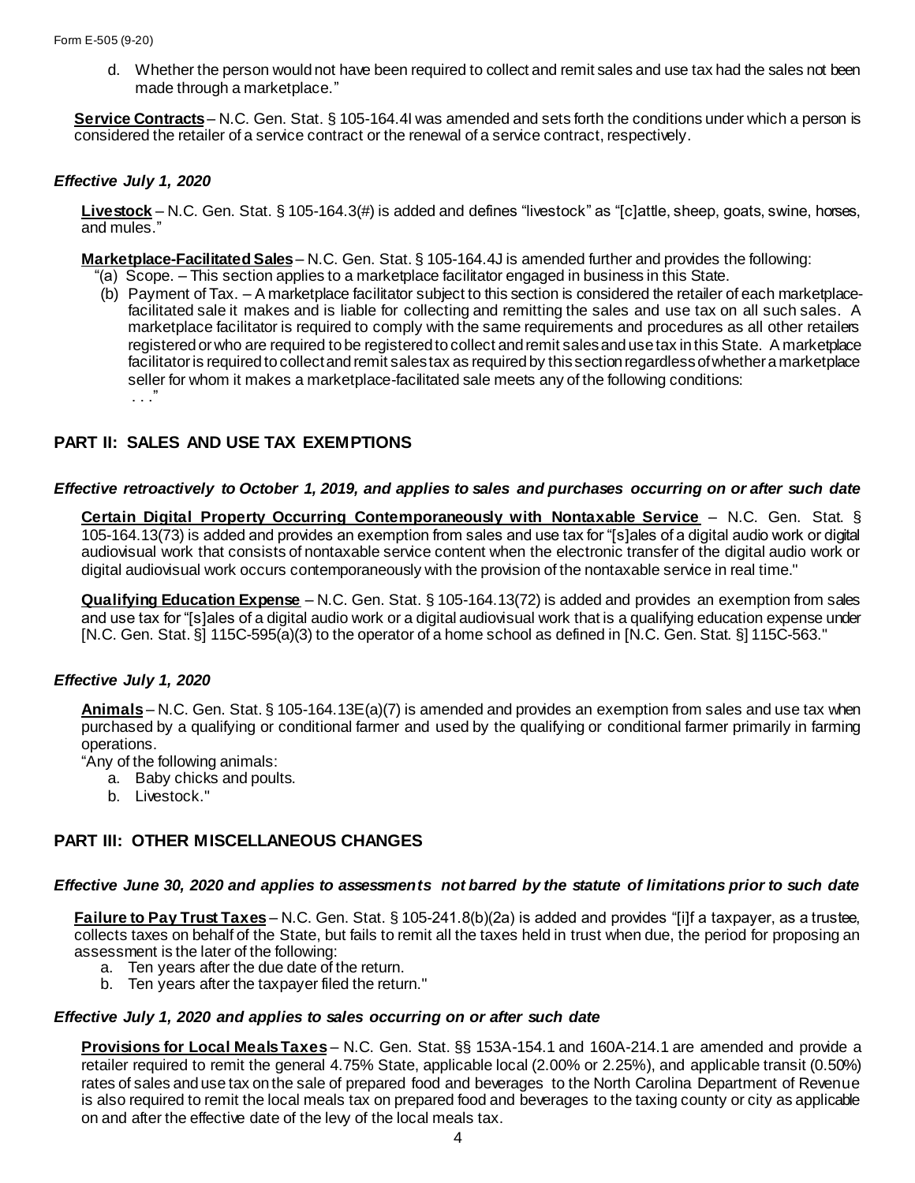d. Whether the person would not have been required to collect and remit sales and use tax had the sales not been made through a marketplace."

**Service Contracts** – N.C. Gen. Stat. § 105-164.4I was amended and sets forth the conditions under which a person is considered the retailer of a service contract or the renewal of a service contract, respectively.

### *Effective July 1, 2020*

**Livestock** – N.C. Gen. Stat. § 105-164.3(#) is added and defines "livestock" as "[c]attle, sheep, goats, swine, horses, and mules."

**Marketplace-Facilitated Sales** – N.C. Gen. Stat. § 105-164.4J is amended further and provides the following:

"(a) Scope. – This section applies to a marketplace facilitator engaged in business in this State.

(b) Payment of Tax. – A marketplace facilitator subject to this section is considered the retailer of each marketplace-facilitated sale it makes and is liable for collecting and remitting the sales and use tax on all such sales. A marketplace facilitator is required to comply with the same requirements and procedures as all other retailers registered or who are required to be registered to collect and remit sales and use tax in this State. A marketplace facilitator is required to collect and remit sales tax as required by this section regardless of whether a marketplace seller for whom it makes a marketplace-facilitated sale meets any of the following conditions:

. . ."

## PART II: SALES AND USE TAX EXEMPTIONS

### *Effective retroactively to October 1, 2019, and applies to sales and purchases occurring on or after such date*

**Certain Digital Property Occurring Contemporaneously with Nontaxable Service** – N.C. Gen. Stat. § 105-164.13(73) is added and provides an exemption from sales and use tax for "[s]ales of a digital audio work or digital audiovisual work that consists of nontaxable service content when the electronic transfer of the digital audio work or digital audiovisual work occurs contemporaneously with the provision of the nontaxable service in real time."

**Qualifying Education Expense** – N.C. Gen. Stat. § 105-164.13(72) is added and provides an exemption from sales and use tax for "[s]ales of a digital audio work or a digital audiovisual work that is a qualifying education expense under [N.C. Gen. Stat. §] 115C-595(a)(3) to the operator of a home school as defined in [N.C. Gen. Stat. §] 115C-563."

### *Effective July 1, 2020*

**Animals** – N.C. Gen. Stat. § 105-164.13E(a)(7) is amended and provides an exemption from sales and use tax when purchased by a qualifying or conditional farmer and used by the qualifying or conditional farmer primarily in farming operations.

"Any of the following animals:

a. Baby chicks and poults.
b. Livestock."

## PART III: OTHER MISCELLANEOUS CHANGES

### *Effective June 30, 2020 and applies to assessments not barred by the statute of limitations prior to such date*

**Failure to Pay Trust Taxes** – N.C. Gen. Stat. § 105-241.8(b)(2a) is added and provides "[i]f a taxpayer, as a trustee, collects taxes on behalf of the State, but fails to remit all the taxes held in trust when due, the period for proposing an assessment is the later of the following:

a. Ten years after the due date of the return.
b. Ten years after the taxpayer filed the return."

### *Effective July 1, 2020 and applies to sales occurring on or after such date*

**Provisions for Local Meals Taxes** – N.C. Gen. Stat. §§ 153A-154.1 and 160A-214.1 are amended and provide a retailer required to remit the general 4.75% State, applicable local (2.00% or 2.25%), and applicable transit (0.50%) rates of sales and use tax on the sale of prepared food and beverages to the North Carolina Department of Revenue is also required to remit the local meals tax on prepared food and beverages to the taxing county or city as applicable on and after the effective date of the levy of the local meals tax.